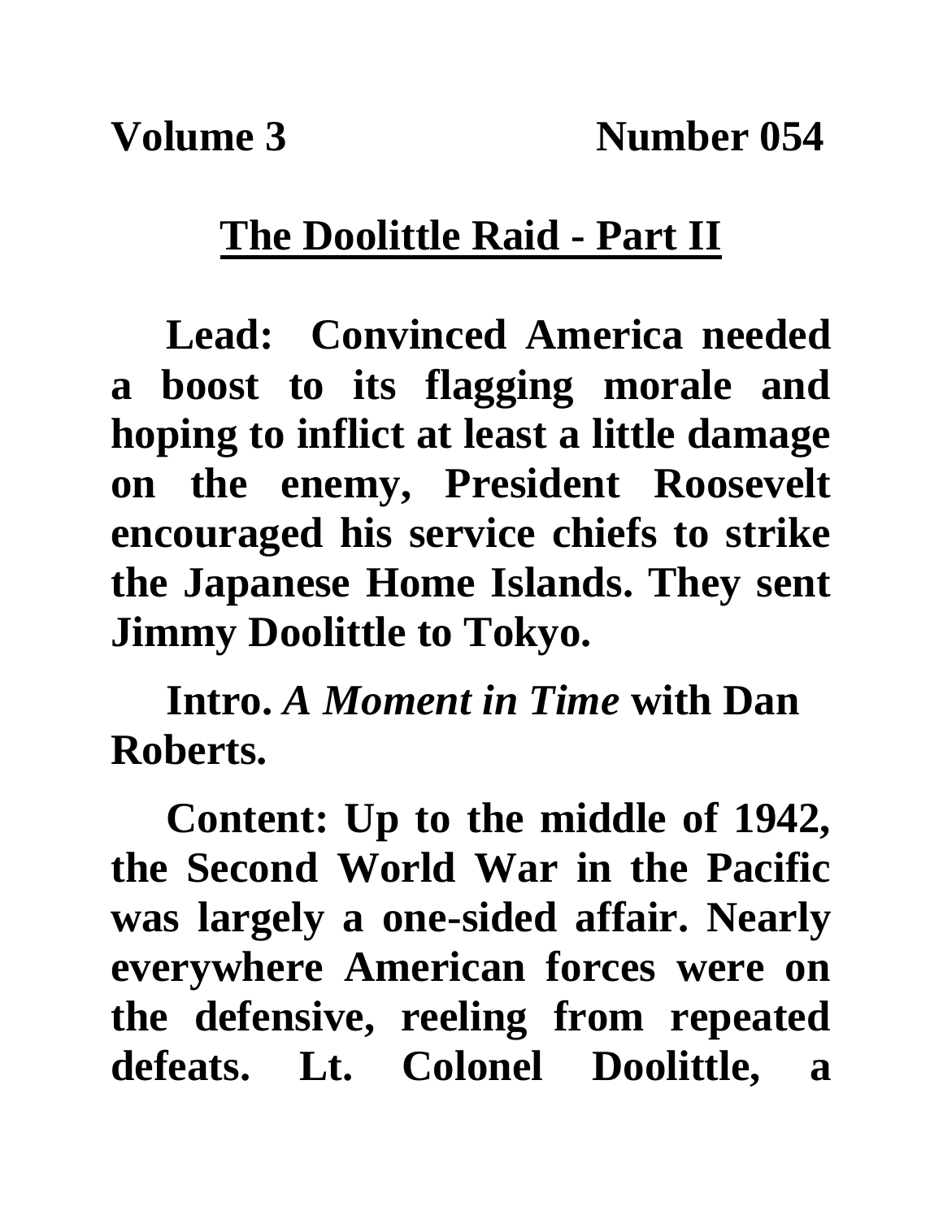**Volume 3 Number 054**

# The Doolittle Raid - Part II

**Lead: Convinced America needed a boost to its flagging morale and hoping to inflict at least a little damage on the enemy, President Roosevelt encouraged his service chiefs to strike the Japanese Home Islands. They sent Jimmy Doolittle to Tokyo.**

**Intro.** ***A Moment in Time*** **with Dan Roberts.**

**Content: Up to the middle of 1942, the Second World War in the Pacific was largely a one-sided affair. Nearly everywhere American forces were on the defensive, reeling from repeated defeats. Lt. Colonel Doolittle, a**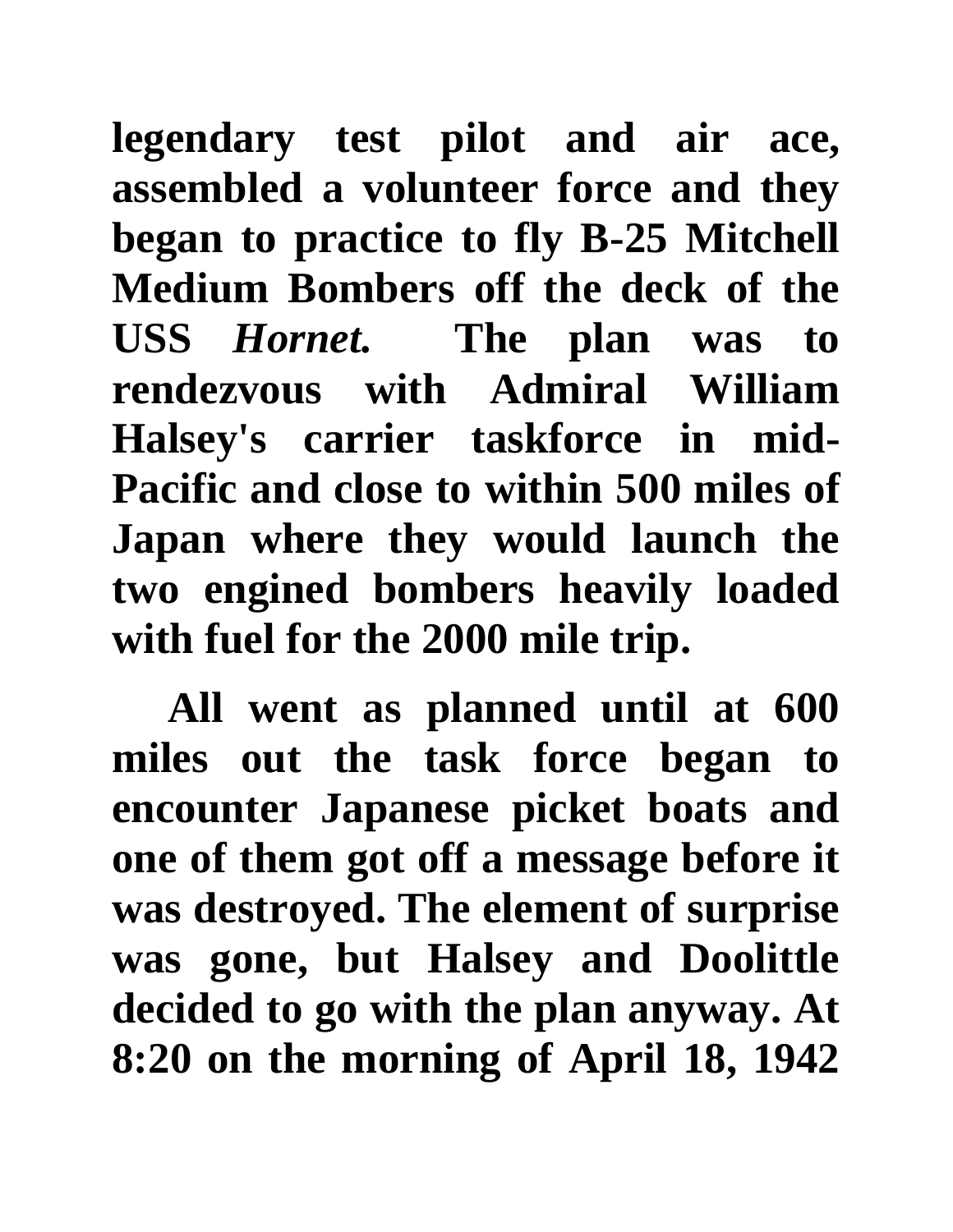**legendary test pilot and air ace, assembled a volunteer force and they began to practice to fly B-25 Mitchell Medium Bombers off the deck of the USS *Hornet.* The plan was to rendezvous with Admiral William Halsey's carrier taskforce in mid-Pacific and close to within 500 miles of Japan where they would launch the two engined bombers heavily loaded with fuel for the 2000 mile trip.**

**All went as planned until at 600 miles out the task force began to encounter Japanese picket boats and one of them got off a message before it was destroyed. The element of surprise was gone, but Halsey and Doolittle decided to go with the plan anyway. At 8:20 on the morning of April 18, 1942**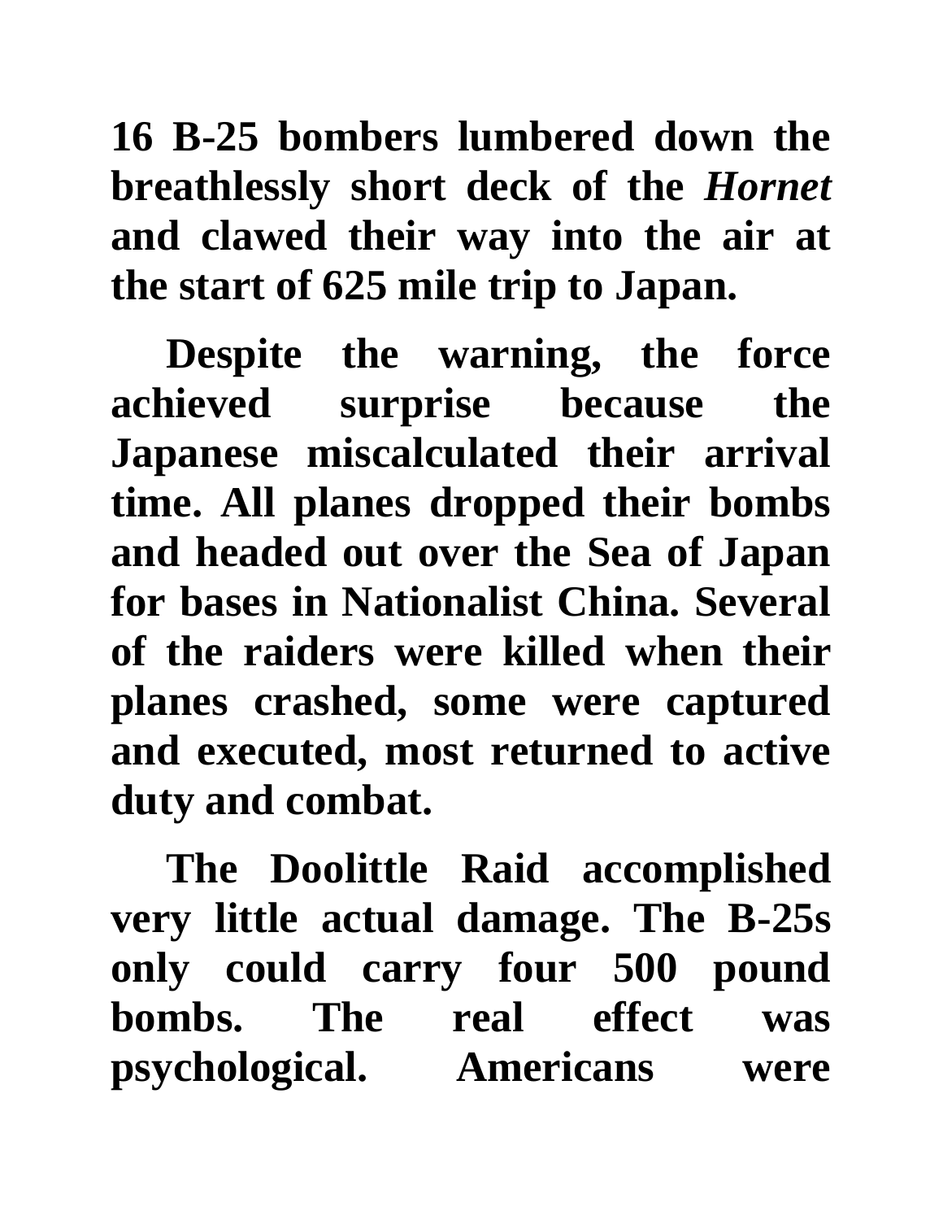**16 B-25 bombers lumbered down the breathlessly short deck of the *Hornet* and clawed their way into the air at the start of 625 mile trip to Japan.**

**Despite the warning, the force achieved surprise because the Japanese miscalculated their arrival time. All planes dropped their bombs and headed out over the Sea of Japan for bases in Nationalist China. Several of the raiders were killed when their planes crashed, some were captured and executed, most returned to active duty and combat.**

**The Doolittle Raid accomplished very little actual damage. The B-25s only could carry four 500 pound bombs. The real effect was psychological. Americans were**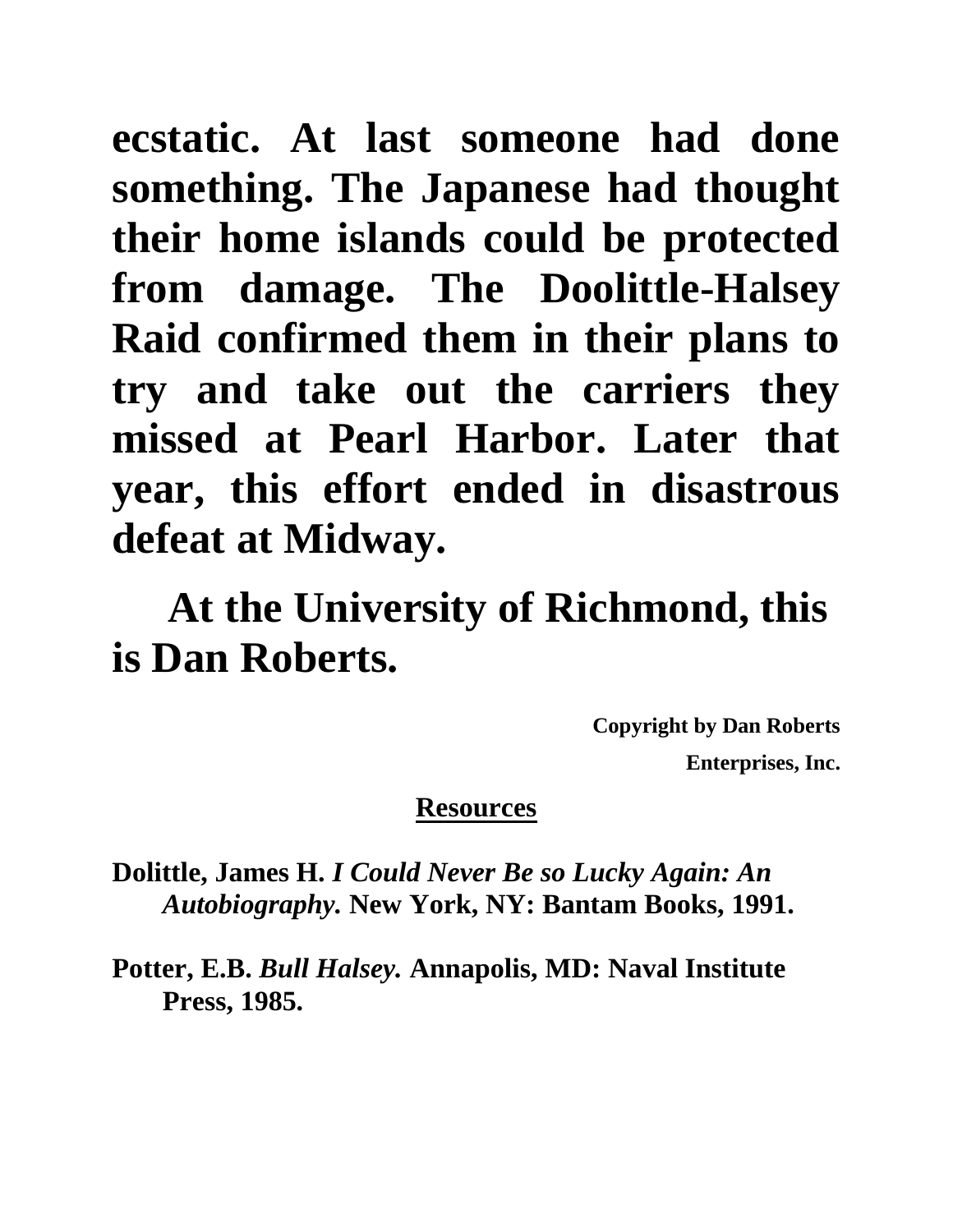**ecstatic. At last someone had done something. The Japanese had thought their home islands could be protected from damage. The Doolittle-Halsey Raid confirmed them in their plans to try and take out the carriers they missed at Pearl Harbor. Later that year, this effort ended in disastrous defeat at Midway.**

**At the University of Richmond, this is Dan Roberts.**

**Copyright by Dan Roberts Enterprises, Inc.**

## Resources

**Dolittle, James H.** ***I Could Never Be so Lucky Again: An Autobiography.*** **New York, NY: Bantam Books, 1991.**

**Potter, E.B.** ***Bull Halsey.*** **Annapolis, MD: Naval Institute Press, 1985.**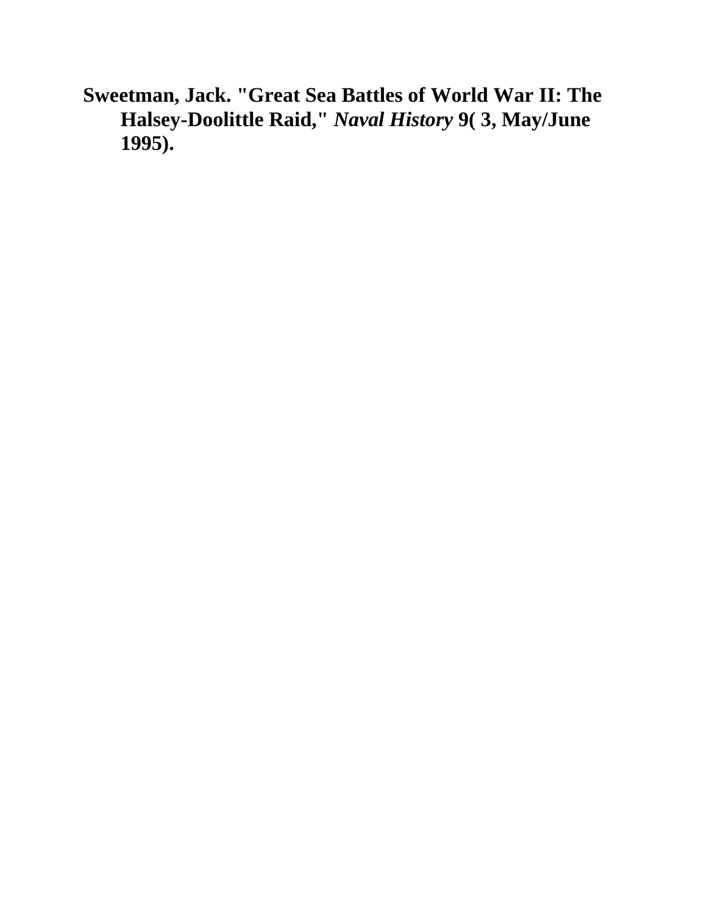**Sweetman, Jack. "Great Sea Battles of World War II: The Halsey-Doolittle Raid," *Naval History* 9( 3, May/June 1995).**